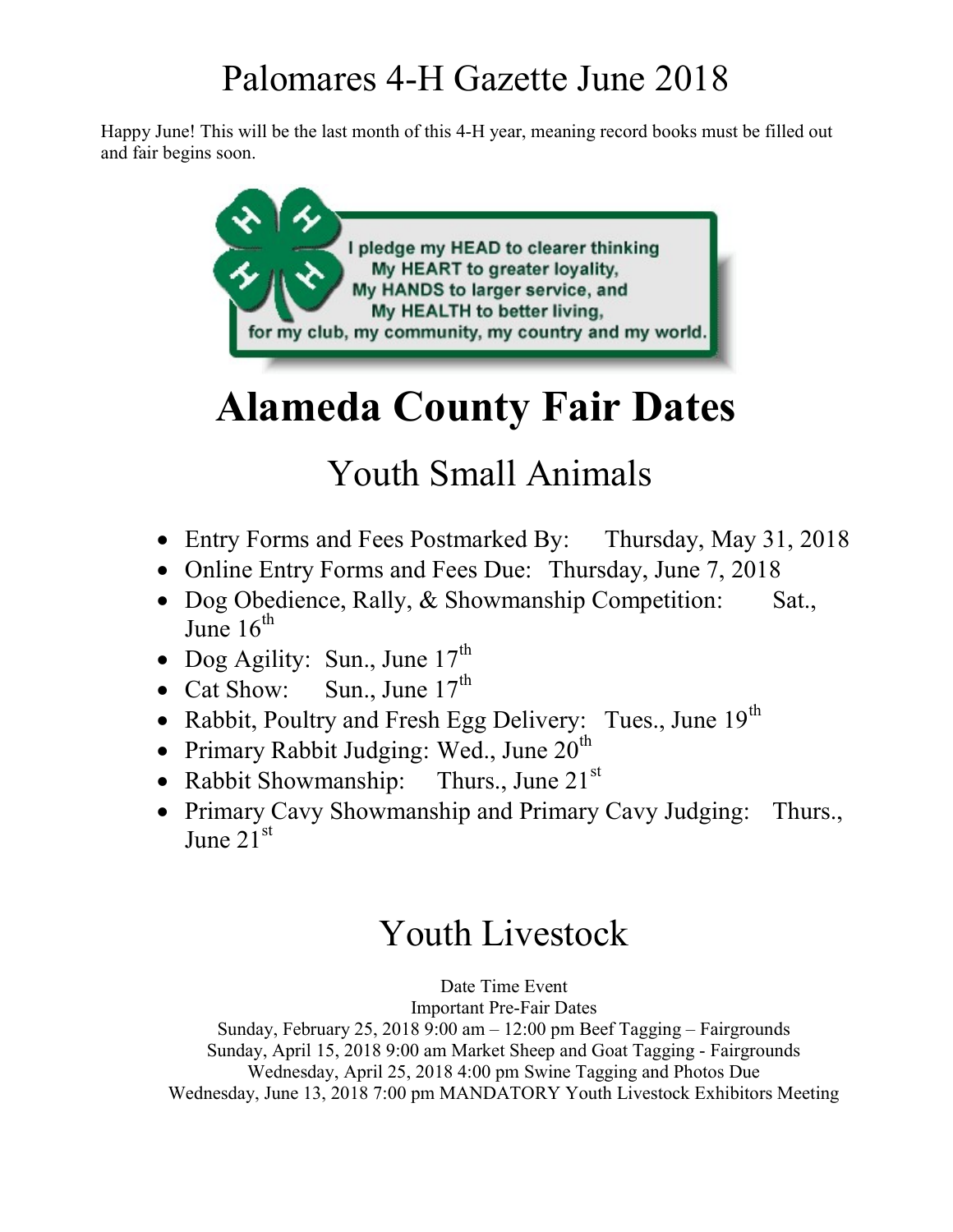# Palomares 4-H Gazette June 2018

Happy June! This will be the last month of this 4-H year, meaning record books must be filled out and fair begins soon.

I pledge my HEAD to clearer thinking
My HEART to greater loyality,
My HANDS to larger service, and
My HEALTH to better living,
for my club, my community, my country and my world.

# Alameda County Fair Dates

## Youth Small Animals

- Entry Forms and Fees Postmarked By: Thursday, May 31, 2018
- Online Entry Forms and Fees Due: Thursday, June 7, 2018
- Dog Obedience, Rally, & Showmanship Competition: Sat., June 16th
- Dog Agility: Sun., June 17th
- Cat Show: Sun., June 17th
- Rabbit, Poultry and Fresh Egg Delivery: Tues., June 19th
- Primary Rabbit Judging: Wed., June 20th
- Rabbit Showmanship: Thurs., June 21st
- Primary Cavy Showmanship and Primary Cavy Judging: Thurs., June 21st

## Youth Livestock

Date Time Event
Important Pre-Fair Dates
Sunday, February 25, 2018 9:00 am – 12:00 pm Beef Tagging – Fairgrounds
Sunday, April 15, 2018 9:00 am Market Sheep and Goat Tagging - Fairgrounds
Wednesday, April 25, 2018 4:00 pm Swine Tagging and Photos Due
Wednesday, June 13, 2018 7:00 pm MANDATORY Youth Livestock Exhibitors Meeting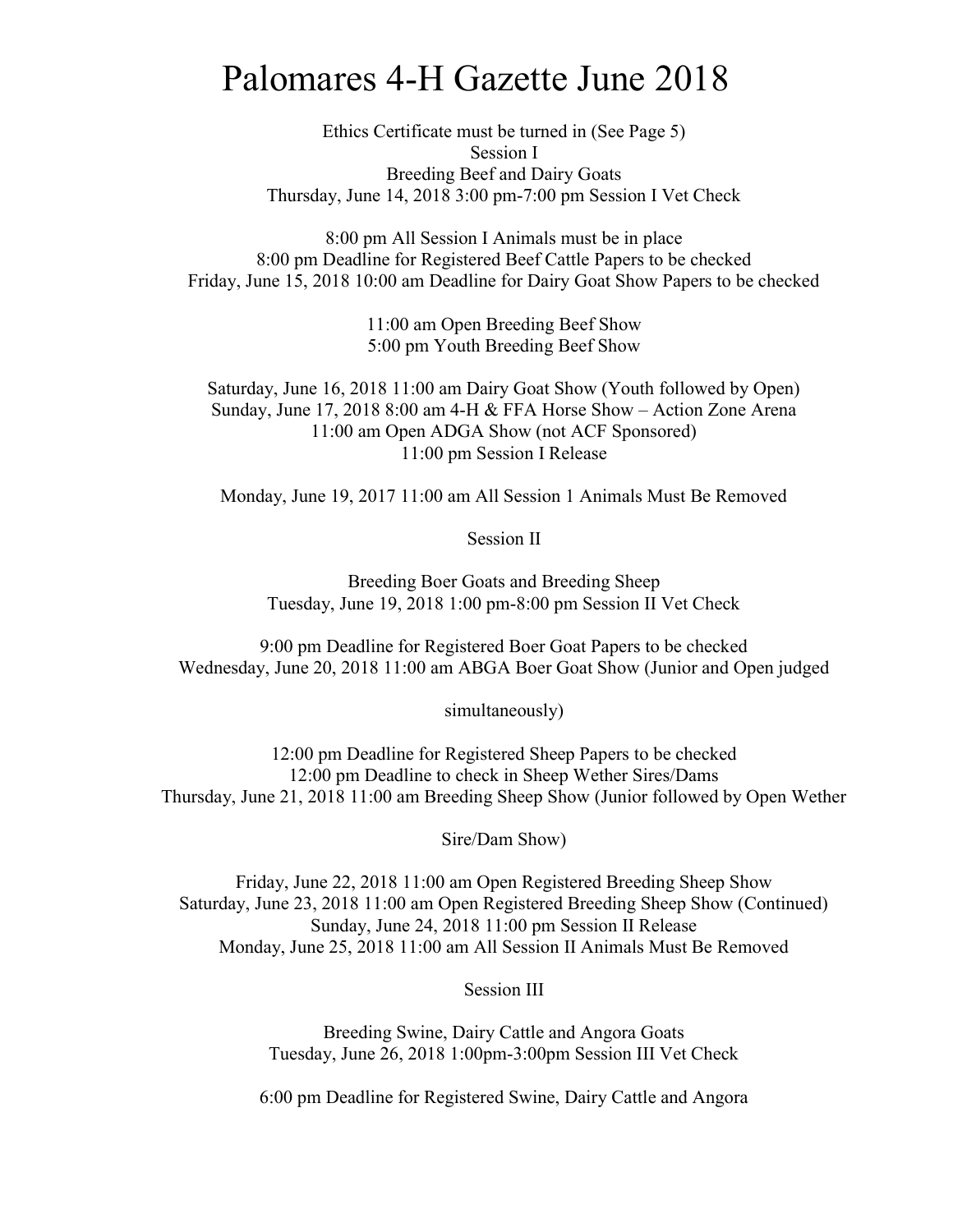# Palomares 4-H Gazette June 2018

Ethics Certificate must be turned in (See Page 5)

Session I

Breeding Beef and Dairy Goats

Thursday, June 14, 2018 3:00 pm-7:00 pm Session I Vet Check

8:00 pm All Session I Animals must be in place

8:00 pm Deadline for Registered Beef Cattle Papers to be checked

Friday, June 15, 2018 10:00 am Deadline for Dairy Goat Show Papers to be checked

11:00 am Open Breeding Beef Show

5:00 pm Youth Breeding Beef Show

Saturday, June 16, 2018 11:00 am Dairy Goat Show (Youth followed by Open)

Sunday, June 17, 2018 8:00 am 4-H & FFA Horse Show – Action Zone Arena

11:00 am Open ADGA Show (not ACF Sponsored)

11:00 pm Session I Release

Monday, June 19, 2017 11:00 am All Session 1 Animals Must Be Removed

Session II

Breeding Boer Goats and Breeding Sheep

Tuesday, June 19, 2018 1:00 pm-8:00 pm Session II Vet Check

9:00 pm Deadline for Registered Boer Goat Papers to be checked

Wednesday, June 20, 2018 11:00 am ABGA Boer Goat Show (Junior and Open judged simultaneously)

12:00 pm Deadline for Registered Sheep Papers to be checked

12:00 pm Deadline to check in Sheep Wether Sires/Dams

Thursday, June 21, 2018 11:00 am Breeding Sheep Show (Junior followed by Open Wether Sire/Dam Show)

Friday, June 22, 2018 11:00 am Open Registered Breeding Sheep Show

Saturday, June 23, 2018 11:00 am Open Registered Breeding Sheep Show (Continued)

Sunday, June 24, 2018 11:00 pm Session II Release

Monday, June 25, 2018 11:00 am All Session II Animals Must Be Removed

Session III

Breeding Swine, Dairy Cattle and Angora Goats

Tuesday, June 26, 2018 1:00pm-3:00pm Session III Vet Check

6:00 pm Deadline for Registered Swine, Dairy Cattle and Angora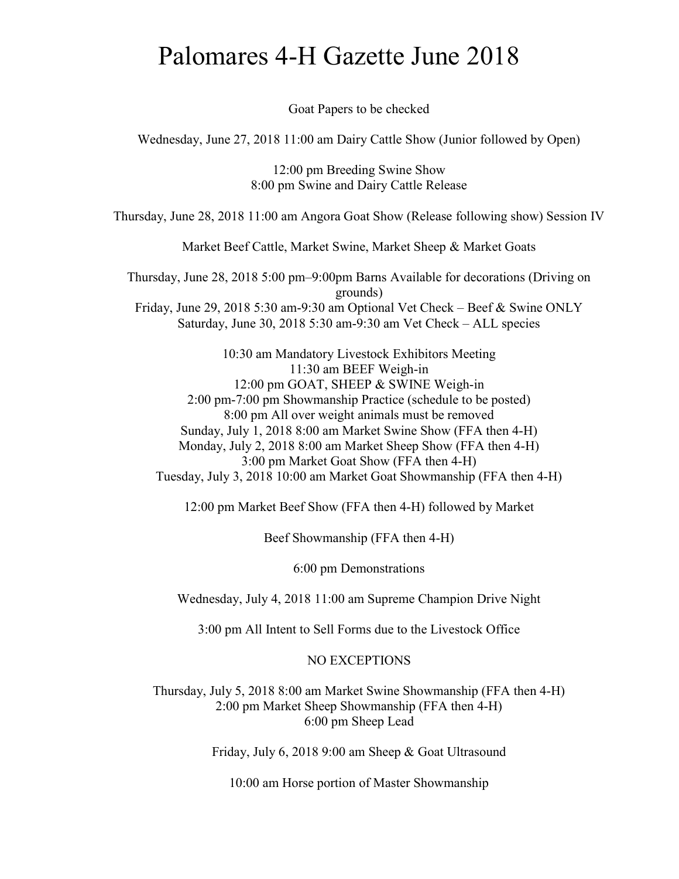# Palomares 4-H Gazette June 2018

Goat Papers to be checked

Wednesday, June 27, 2018 11:00 am Dairy Cattle Show (Junior followed by Open)

12:00 pm Breeding Swine Show
8:00 pm Swine and Dairy Cattle Release

Thursday, June 28, 2018 11:00 am Angora Goat Show (Release following show) Session IV

Market Beef Cattle, Market Swine, Market Sheep & Market Goats

Thursday, June 28, 2018 5:00 pm–9:00pm Barns Available for decorations (Driving on grounds)
Friday, June 29, 2018 5:30 am-9:30 am Optional Vet Check – Beef & Swine ONLY
Saturday, June 30, 2018 5:30 am-9:30 am Vet Check – ALL species

10:30 am Mandatory Livestock Exhibitors Meeting
11:30 am BEEF Weigh-in
12:00 pm GOAT, SHEEP & SWINE Weigh-in
2:00 pm-7:00 pm Showmanship Practice (schedule to be posted)
8:00 pm All over weight animals must be removed
Sunday, July 1, 2018 8:00 am Market Swine Show (FFA then 4-H)
Monday, July 2, 2018 8:00 am Market Sheep Show (FFA then 4-H)
3:00 pm Market Goat Show (FFA then 4-H)
Tuesday, July 3, 2018 10:00 am Market Goat Showmanship (FFA then 4-H)

12:00 pm Market Beef Show (FFA then 4-H) followed by Market

Beef Showmanship (FFA then 4-H)

6:00 pm Demonstrations

Wednesday, July 4, 2018 11:00 am Supreme Champion Drive Night

3:00 pm All Intent to Sell Forms due to the Livestock Office

NO EXCEPTIONS

Thursday, July 5, 2018 8:00 am Market Swine Showmanship (FFA then 4-H)
2:00 pm Market Sheep Showmanship (FFA then 4-H)
6:00 pm Sheep Lead

Friday, July 6, 2018 9:00 am Sheep & Goat Ultrasound

10:00 am Horse portion of Master Showmanship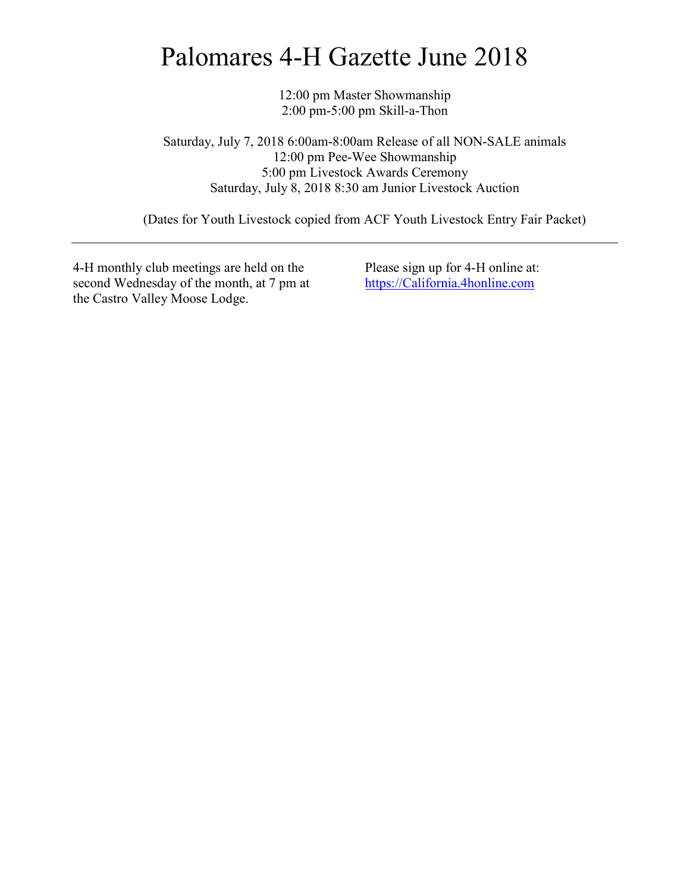# Palomares 4-H Gazette June 2018

12:00 pm Master Showmanship
2:00 pm-5:00 pm Skill-a-Thon

Saturday, July 7, 2018 6:00am-8:00am Release of all NON-SALE animals
12:00 pm Pee-Wee Showmanship
5:00 pm Livestock Awards Ceremony
Saturday, July 8, 2018 8:30 am Junior Livestock Auction

(Dates for Youth Livestock copied from ACF Youth Livestock Entry Fair Packet)

---

4-H monthly club meetings are held on the second Wednesday of the month, at 7 pm at the Castro Valley Moose Lodge.

Please sign up for 4-H online at: [https://California.4honline.com](https://California.4honline.com)